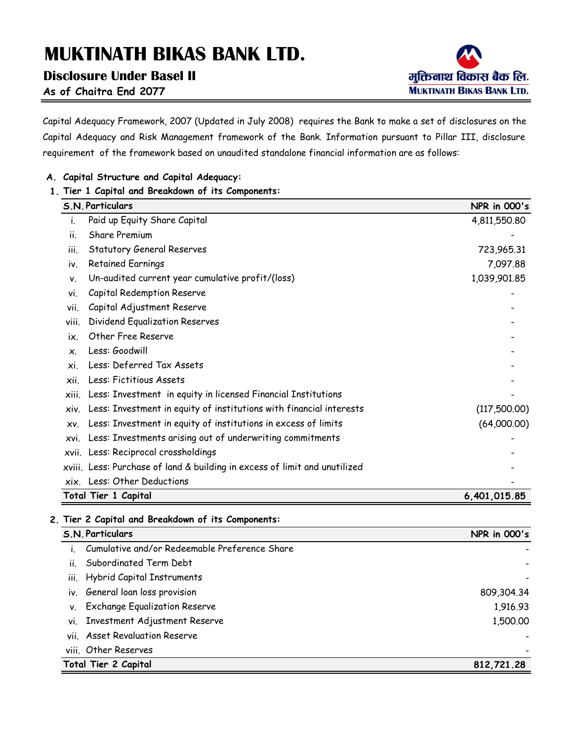# MUKTINATH BIKAS BANK LTD.

## Disclosure Under Basel II

As of Chaitra End 2077

मुक्तिनाथ विकास बैंक लि.
MUKTINATH BIKAS BANK LTD.

Capital Adequacy Framework, 2007 (Updated in July 2008) requires the Bank to make a set of disclosures on the Capital Adequacy and Risk Management framework of the Bank. Information pursuant to Pillar III, disclosure requirement of the framework based on unaudited standalone financial information are as follows:

**A. Capital Structure and Capital Adequacy:**

**1. Tier 1 Capital and Breakdown of its Components:**

| S.N. | Particulars | NPR in 000's |
|---|---|---|
| i. | Paid up Equity Share Capital | 4,811,550.80 |
| ii. | Share Premium | - |
| iii. | Statutory General Reserves | 723,965.31 |
| iv. | Retained Earnings | 7,097.88 |
| v. | Un-audited current year cumulative profit/(loss) | 1,039,901.85 |
| vi. | Capital Redemption Reserve | - |
| vii. | Capital Adjustment Reserve | - |
| viii. | Dividend Equalization Reserves | - |
| ix. | Other Free Reserve | - |
| x. | Less: Goodwill | - |
| xi. | Less: Deferred Tax Assets | - |
| xii. | Less: Fictitious Assets | - |
| xiii. | Less: Investment in equity in licensed Financial Institutions | - |
| xiv. | Less: Investment in equity of institutions with financial interests | (117,500.00) |
| xv. | Less: Investment in equity of institutions in excess of limits | (64,000.00) |
| xvi. | Less: Investments arising out of underwriting commitments | - |
| xvii. | Less: Reciprocal crossholdings | - |
| xviii. | Less: Purchase of land & building in excess of limit and unutilized | - |
| xix. | Less: Other Deductions | - |
| **Total Tier 1 Capital** | | **6,401,015.85** |

**2. Tier 2 Capital and Breakdown of its Components:**

| S.N. | Particulars | NPR in 000's |
|---|---|---|
| i. | Cumulative and/or Redeemable Preference Share | - |
| ii. | Subordinated Term Debt | - |
| iii. | Hybrid Capital Instruments | - |
| iv. | General loan loss provision | 809,304.34 |
| v. | Exchange Equalization Reserve | 1,916.93 |
| vi. | Investment Adjustment Reserve | 1,500.00 |
| vii. | Asset Revaluation Reserve | - |
| viii. | Other Reserves | - |
| **Total Tier 2 Capital** | | **812,721.28** |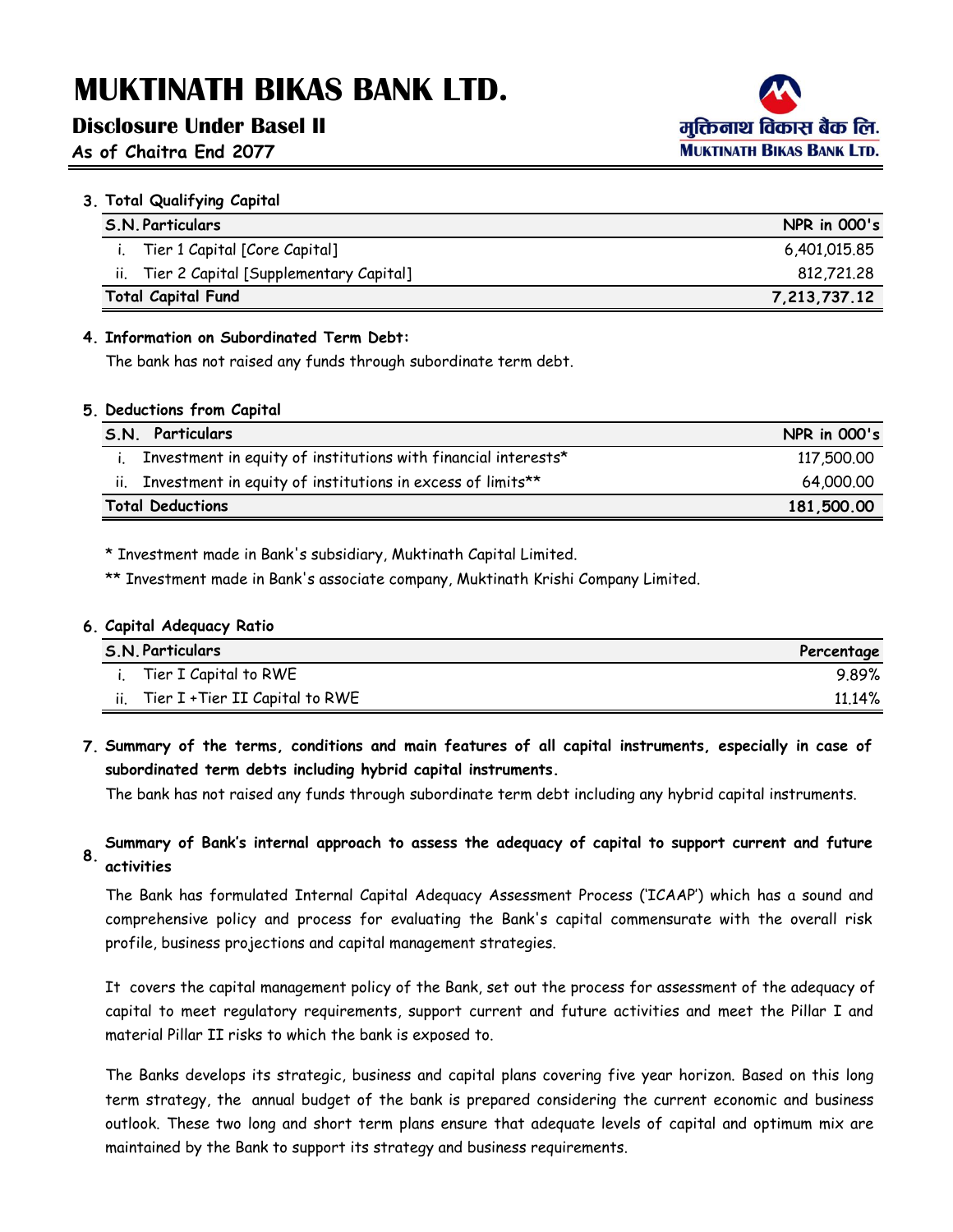# MUKTINATH BIKAS BANK LTD.

## Disclosure Under Basel II

### As of Chaitra End 2077

**3. Total Qualifying Capital**

| S.N. | Particulars | NPR in 000's |
|---|---|---|
| i. | Tier 1 Capital [Core Capital] | 6,401,015.85 |
| ii. | Tier 2 Capital [Supplementary Capital] | 812,721.28 |
| **Total Capital Fund** | | **7,213,737.12** |

**4. Information on Subordinated Term Debt:**

The bank has not raised any funds through subordinate term debt.

**5. Deductions from Capital**

| S.N. | Particulars | NPR in 000's |
|---|---|---|
| i. | Investment in equity of institutions with financial interests* | 117,500.00 |
| ii. | Investment in equity of institutions in excess of limits** | 64,000.00 |
| **Total Deductions** | | **181,500.00** |

* Investment made in Bank's subsidiary, Muktinath Capital Limited.

** Investment made in Bank's associate company, Muktinath Krishi Company Limited.

**6. Capital Adequacy Ratio**

| S.N. | Particulars | Percentage |
|---|---|---|
| i. | Tier I Capital to RWE | 9.89% |
| ii. | Tier I +Tier II Capital to RWE | 11.14% |

**7. Summary of the terms, conditions and main features of all capital instruments, especially in case of subordinated term debts including hybrid capital instruments.**

The bank has not raised any funds through subordinate term debt including any hybrid capital instruments.

**8. Summary of Bank's internal approach to assess the adequacy of capital to support current and future activities**

The Bank has formulated Internal Capital Adequacy Assessment Process ('ICAAP') which has a sound and comprehensive policy and process for evaluating the Bank's capital commensurate with the overall risk profile, business projections and capital management strategies.

It covers the capital management policy of the Bank, set out the process for assessment of the adequacy of capital to meet regulatory requirements, support current and future activities and meet the Pillar I and material Pillar II risks to which the bank is exposed to.

The Banks develops its strategic, business and capital plans covering five year horizon. Based on this long term strategy, the annual budget of the bank is prepared considering the current economic and business outlook. These two long and short term plans ensure that adequate levels of capital and optimum mix are maintained by the Bank to support its strategy and business requirements.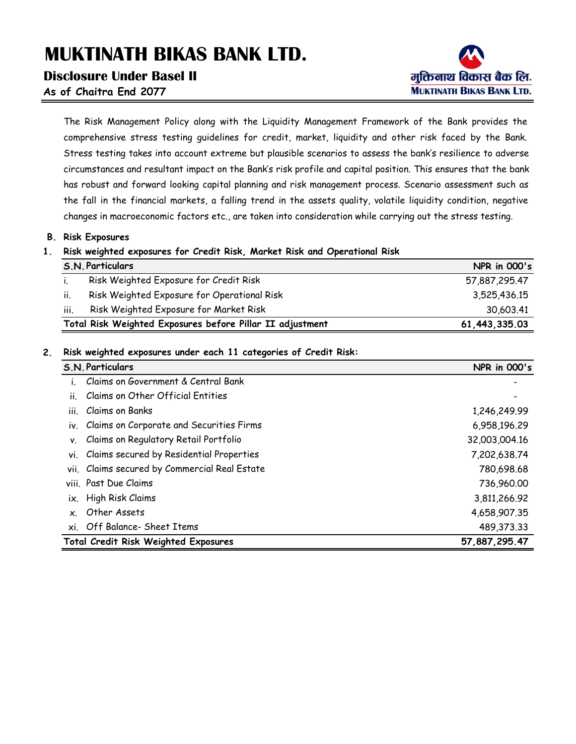# MUKTINATH BIKAS BANK LTD.

## Disclosure Under Basel II

**As of Chaitra End 2077**

The Risk Management Policy along with the Liquidity Management Framework of the Bank provides the comprehensive stress testing guidelines for credit, market, liquidity and other risk faced by the Bank. Stress testing takes into account extreme but plausible scenarios to assess the bank's resilience to adverse circumstances and resultant impact on the Bank's risk profile and capital position. This ensures that the bank has robust and forward looking capital planning and risk management process. Scenario assessment such as the fall in the financial markets, a falling trend in the assets quality, volatile liquidity condition, negative changes in macroeconomic factors etc., are taken into consideration while carrying out the stress testing.

**B. Risk Exposures**

**1. Risk weighted exposures for Credit Risk, Market Risk and Operational Risk**

| S.N. | Particulars | NPR in 000's |
|---|---|---|
| i. | Risk Weighted Exposure for Credit Risk | 57,887,295.47 |
| ii. | Risk Weighted Exposure for Operational Risk | 3,525,436.15 |
| iii. | Risk Weighted Exposure for Market Risk | 30,603.41 |
| **Total Risk Weighted Exposures before Pillar II adjustment** | | **61,443,335.03** |

**2. Risk weighted exposures under each 11 categories of Credit Risk:**

| S.N. | Particulars | NPR in 000's |
|---|---|---|
| i. | Claims on Government & Central Bank | - |
| ii. | Claims on Other Official Entities | - |
| iii. | Claims on Banks | 1,246,249.99 |
| iv. | Claims on Corporate and Securities Firms | 6,958,196.29 |
| v. | Claims on Regulatory Retail Portfolio | 32,003,004.16 |
| vi. | Claims secured by Residential Properties | 7,202,638.74 |
| vii. | Claims secured by Commercial Real Estate | 780,698.68 |
| viii. | Past Due Claims | 736,960.00 |
| ix. | High Risk Claims | 3,811,266.92 |
| x. | Other Assets | 4,658,907.35 |
| xi. | Off Balance- Sheet Items | 489,373.33 |
| **Total Credit Risk Weighted Exposures** | | **57,887,295.47** |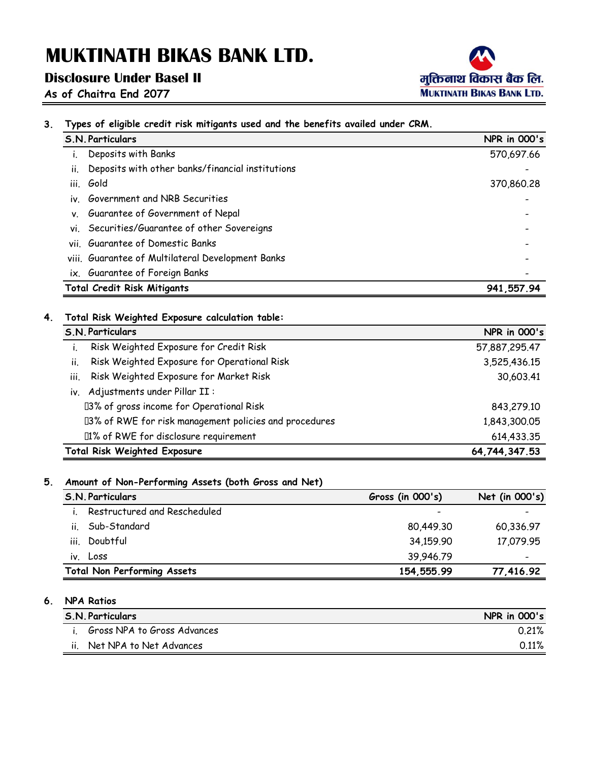# MUKTINATH BIKAS BANK LTD.

## Disclosure Under Basel II

**As of Chaitra End 2077**

### 3. Types of eligible credit risk mitigants used and the benefits availed under CRM.

| S.N. | Particulars | NPR in 000's |
|---|---|---|
| i. | Deposits with Banks | 570,697.66 |
| ii. | Deposits with other banks/financial institutions | - |
| iii. | Gold | 370,860.28 |
| iv. | Government and NRB Securities | - |
| v. | Guarantee of Government of Nepal | - |
| vi. | Securities/Guarantee of other Sovereigns | - |
| vii. | Guarantee of Domestic Banks | - |
| viii. | Guarantee of Multilateral Development Banks | - |
| ix. | Guarantee of Foreign Banks | - |
| **Total Credit Risk Mitigants** | | **941,557.94** |

### 4. Total Risk Weighted Exposure calculation table:

| S.N. | Particulars | NPR in 000's |
|---|---|---|
| i. | Risk Weighted Exposure for Credit Risk | 57,887,295.47 |
| ii. | Risk Weighted Exposure for Operational Risk | 3,525,436.15 |
| iii. | Risk Weighted Exposure for Market Risk | 30,603.41 |
| iv. | Adjustments under Pillar II : | |
| | 3% of gross income for Operational Risk | 843,279.10 |
| | 3% of RWE for risk management policies and procedures | 1,843,300.05 |
| | 1% of RWE for disclosure requirement | 614,433.35 |
| **Total Risk Weighted Exposure** | | **64,744,347.53** |

### 5. Amount of Non-Performing Assets (both Gross and Net)

| S.N. | Particulars | Gross (in 000's) | Net (in 000's) |
|---|---|---|---|
| i. | Restructured and Rescheduled | - | - |
| ii. | Sub-Standard | 80,449.30 | 60,336.97 |
| iii. | Doubtful | 34,159.90 | 17,079.95 |
| iv. | Loss | 39,946.79 | - |
| **Total Non Performing Assets** | | **154,555.99** | **77,416.92** |

### 6. NPA Ratios

| S.N. | Particulars | NPR in 000's |
|---|---|---|
| i. | Gross NPA to Gross Advances | 0.21% |
| ii. | Net NPA to Net Advances | 0.11% |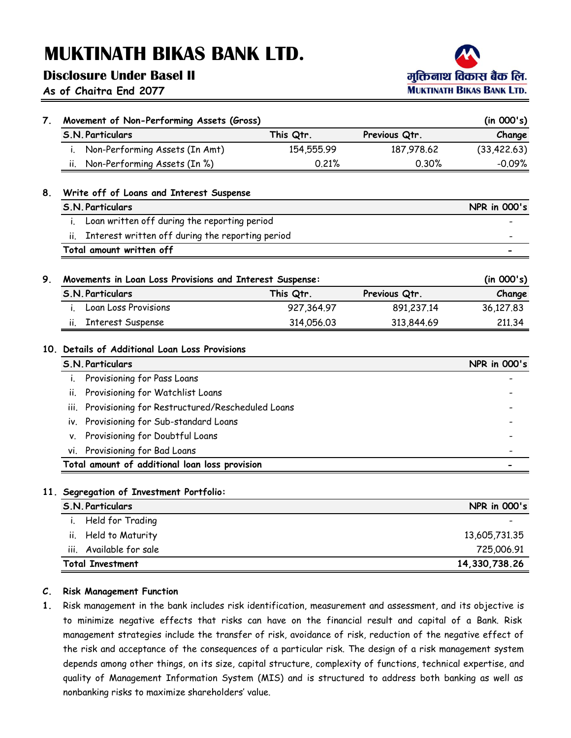# MUKTINATH BIKAS BANK LTD.

## Disclosure Under Basel II

As of Chaitra End 2077

**7. Movement of Non-Performing Assets (Gross)** (in 000's)

| S.N. | Particulars | This Qtr. | Previous Qtr. | Change |
|---|---|---|---|---|
| i. | Non-Performing Assets (In Amt) | 154,555.99 | 187,978.62 | (33,422.63) |
| ii. | Non-Performing Assets (In %) | 0.21% | 0.30% | -0.09% |

**8. Write off of Loans and Interest Suspense**

| S.N. | Particulars | NPR in 000's |
|---|---|---|
| i. | Loan written off during the reporting period | - |
| ii. | Interest written off during the reporting period | - |
| **Total amount written off** | | **-** |

**9. Movements in Loan Loss Provisions and Interest Suspense:** (in 000's)

| S.N. | Particulars | This Qtr. | Previous Qtr. | Change |
|---|---|---|---|---|
| i. | Loan Loss Provisions | 927,364.97 | 891,237.14 | 36,127.83 |
| ii. | Interest Suspense | 314,056.03 | 313,844.69 | 211.34 |

**10. Details of Additional Loan Loss Provisions**

| S.N. | Particulars | NPR in 000's |
|---|---|---|
| i. | Provisioning for Pass Loans | - |
| ii. | Provisioning for Watchlist Loans | - |
| iii. | Provisioning for Restructured/Rescheduled Loans | - |
| iv. | Provisioning for Sub-standard Loans | - |
| v. | Provisioning for Doubtful Loans | - |
| vi. | Provisioning for Bad Loans | - |
| **Total amount of additional loan loss provision** | | **-** |

**11. Segregation of Investment Portfolio:**

| S.N. | Particulars | NPR in 000's |
|---|---|---|
| i. | Held for Trading | - |
| ii. | Held to Maturity | 13,605,731.35 |
| iii. | Available for sale | 725,006.91 |
| **Total Investment** | | **14,330,738.26** |

**C. Risk Management Function**

**1.** Risk management in the bank includes risk identification, measurement and assessment, and its objective is to minimize negative effects that risks can have on the financial result and capital of a Bank. Risk management strategies include the transfer of risk, avoidance of risk, reduction of the negative effect of the risk and acceptance of the consequences of a particular risk. The design of a risk management system depends among other things, on its size, capital structure, complexity of functions, technical expertise, and quality of Management Information System (MIS) and is structured to address both banking as well as nonbanking risks to maximize shareholders' value.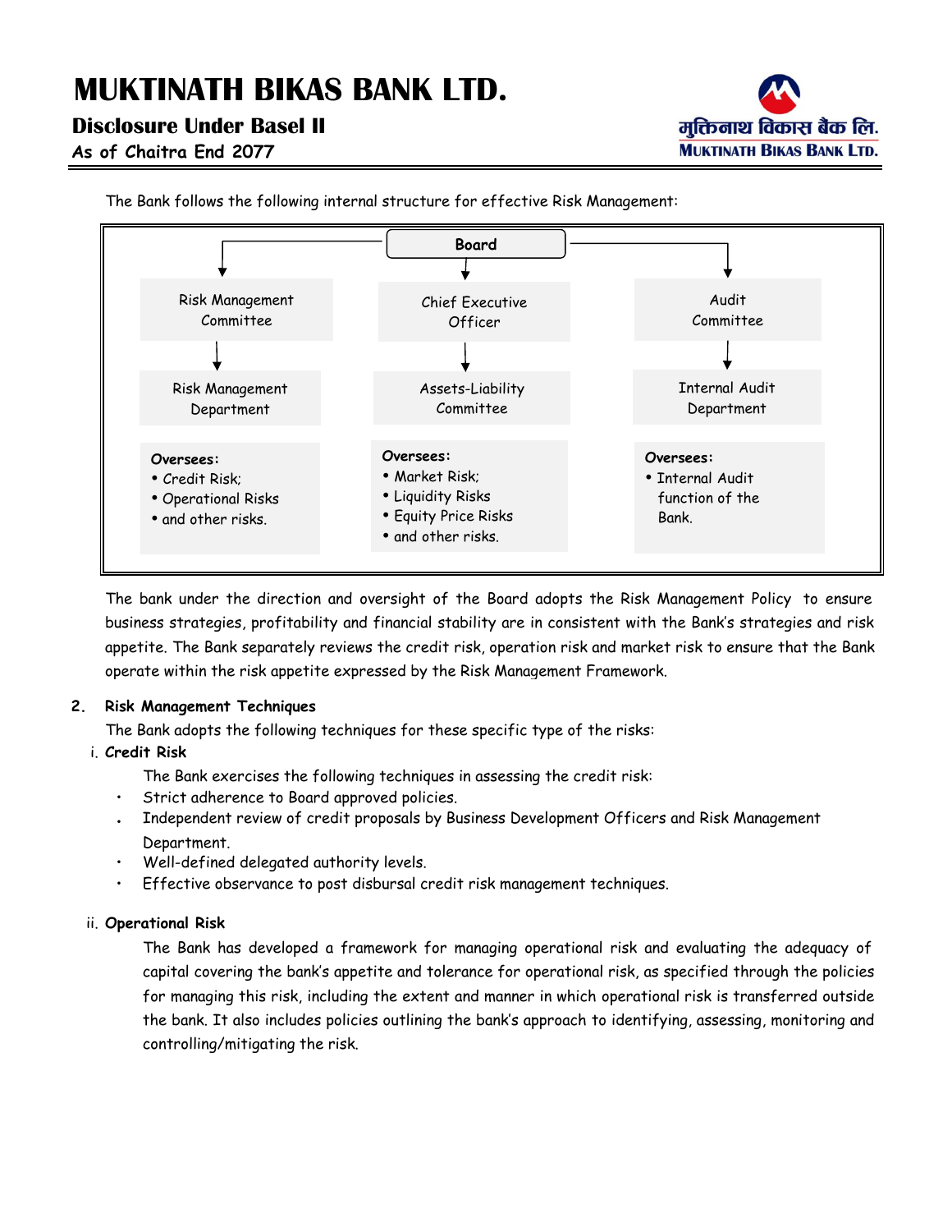The Bank follows the following internal structure for effective Risk Management:

| Board | | |
|---|---|---|
| Risk Management Committee | Chief Executive Officer | Audit Committee |
| Risk Management Department | Assets-Liability Committee | Internal Audit Department |
| **Oversees:**<br>• Credit Risk;<br>• Operational Risks<br>• and other risks. | **Oversees:**<br>• Market Risk;<br>• Liquidity Risks<br>• Equity Price Risks<br>• and other risks. | **Oversees:**<br>• Internal Audit function of the Bank. |

The bank under the direction and oversight of the Board adopts the Risk Management Policy to ensure business strategies, profitability and financial stability are in consistent with the Bank's strategies and risk appetite. The Bank separately reviews the credit risk, operation risk and market risk to ensure that the Bank operate within the risk appetite expressed by the Risk Management Framework.

## 2. Risk Management Techniques

The Bank adopts the following techniques for these specific type of the risks:

### i. Credit Risk

The Bank exercises the following techniques in assessing the credit risk:

- Strict adherence to Board approved policies.
- Independent review of credit proposals by Business Development Officers and Risk Management Department.
- Well-defined delegated authority levels.
- Effective observance to post disbursal credit risk management techniques.

### ii. Operational Risk

The Bank has developed a framework for managing operational risk and evaluating the adequacy of capital covering the bank's appetite and tolerance for operational risk, as specified through the policies for managing this risk, including the extent and manner in which operational risk is transferred outside the bank. It also includes policies outlining the bank's approach to identifying, assessing, monitoring and controlling/mitigating the risk.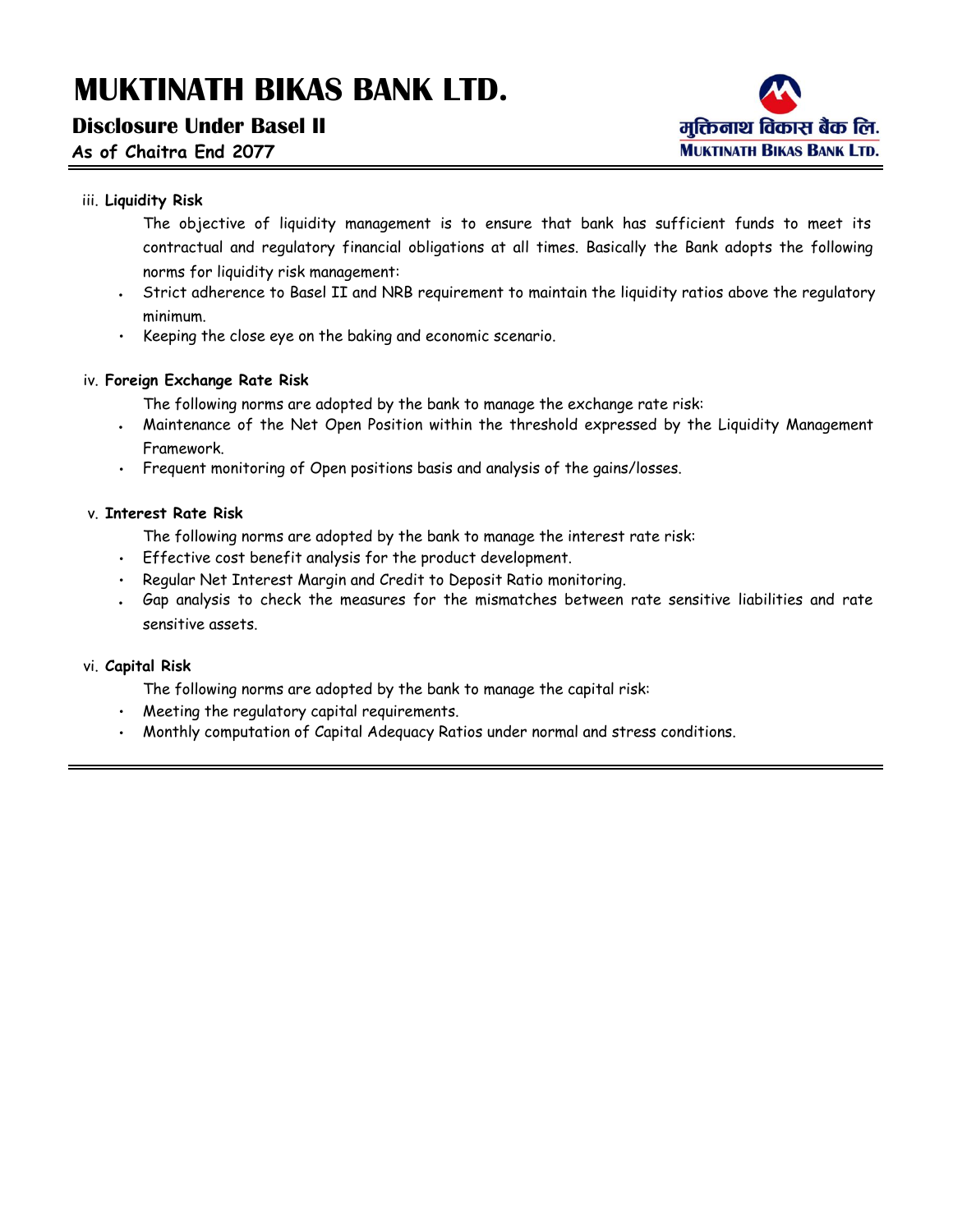iii. **Liquidity Risk**

The objective of liquidity management is to ensure that bank has sufficient funds to meet its contractual and regulatory financial obligations at all times. Basically the Bank adopts the following norms for liquidity risk management:

- Strict adherence to Basel II and NRB requirement to maintain the liquidity ratios above the regulatory minimum.
- Keeping the close eye on the baking and economic scenario.

iv. **Foreign Exchange Rate Risk**

The following norms are adopted by the bank to manage the exchange rate risk:

- Maintenance of the Net Open Position within the threshold expressed by the Liquidity Management Framework.
- Frequent monitoring of Open positions basis and analysis of the gains/losses.

v. **Interest Rate Risk**

The following norms are adopted by the bank to manage the interest rate risk:

- Effective cost benefit analysis for the product development.
- Regular Net Interest Margin and Credit to Deposit Ratio monitoring.
- Gap analysis to check the measures for the mismatches between rate sensitive liabilities and rate sensitive assets.

vi. **Capital Risk**

The following norms are adopted by the bank to manage the capital risk:

- Meeting the regulatory capital requirements.
- Monthly computation of Capital Adequacy Ratios under normal and stress conditions.